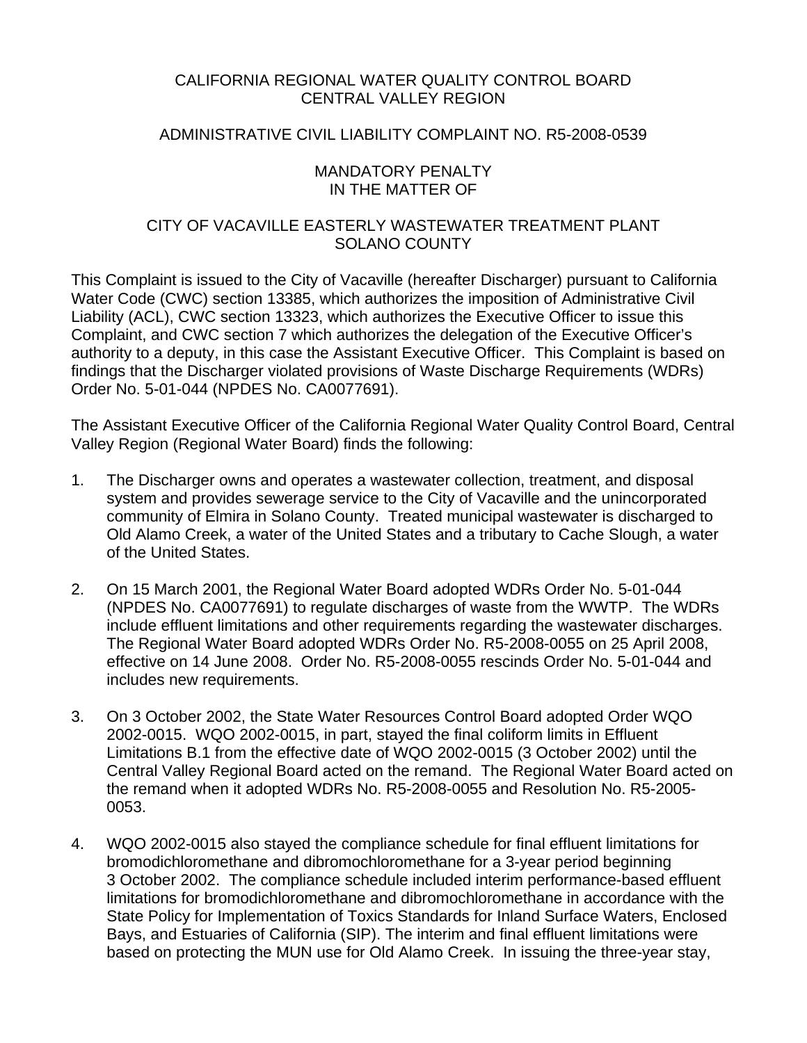# CALIFORNIA REGIONAL WATER QUALITY CONTROL BOARD
# CENTRAL VALLEY REGION

## ADMINISTRATIVE CIVIL LIABILITY COMPLAINT NO. R5-2008-0539

## MANDATORY PENALTY
## IN THE MATTER OF

## CITY OF VACAVILLE EASTERLY WASTEWATER TREATMENT PLANT
## SOLANO COUNTY

This Complaint is issued to the City of Vacaville (hereafter Discharger) pursuant to California Water Code (CWC) section 13385, which authorizes the imposition of Administrative Civil Liability (ACL), CWC section 13323, which authorizes the Executive Officer to issue this Complaint, and CWC section 7 which authorizes the delegation of the Executive Officer's authority to a deputy, in this case the Assistant Executive Officer. This Complaint is based on findings that the Discharger violated provisions of Waste Discharge Requirements (WDRs) Order No. 5-01-044 (NPDES No. CA0077691).

The Assistant Executive Officer of the California Regional Water Quality Control Board, Central Valley Region (Regional Water Board) finds the following:

1. The Discharger owns and operates a wastewater collection, treatment, and disposal system and provides sewerage service to the City of Vacaville and the unincorporated community of Elmira in Solano County. Treated municipal wastewater is discharged to Old Alamo Creek, a water of the United States and a tributary to Cache Slough, a water of the United States.

2. On 15 March 2001, the Regional Water Board adopted WDRs Order No. 5-01-044 (NPDES No. CA0077691) to regulate discharges of waste from the WWTP. The WDRs include effluent limitations and other requirements regarding the wastewater discharges. The Regional Water Board adopted WDRs Order No. R5-2008-0055 on 25 April 2008, effective on 14 June 2008. Order No. R5-2008-0055 rescinds Order No. 5-01-044 and includes new requirements.

3. On 3 October 2002, the State Water Resources Control Board adopted Order WQO 2002-0015. WQO 2002-0015, in part, stayed the final coliform limits in Effluent Limitations B.1 from the effective date of WQO 2002-0015 (3 October 2002) until the Central Valley Regional Board acted on the remand. The Regional Water Board acted on the remand when it adopted WDRs No. R5-2008-0055 and Resolution No. R5-2005-0053.

4. WQO 2002-0015 also stayed the compliance schedule for final effluent limitations for bromodichloromethane and dibromochloromethane for a 3-year period beginning 3 October 2002. The compliance schedule included interim performance-based effluent limitations for bromodichloromethane and dibromochloromethane in accordance with the State Policy for Implementation of Toxics Standards for Inland Surface Waters, Enclosed Bays, and Estuaries of California (SIP). The interim and final effluent limitations were based on protecting the MUN use for Old Alamo Creek. In issuing the three-year stay,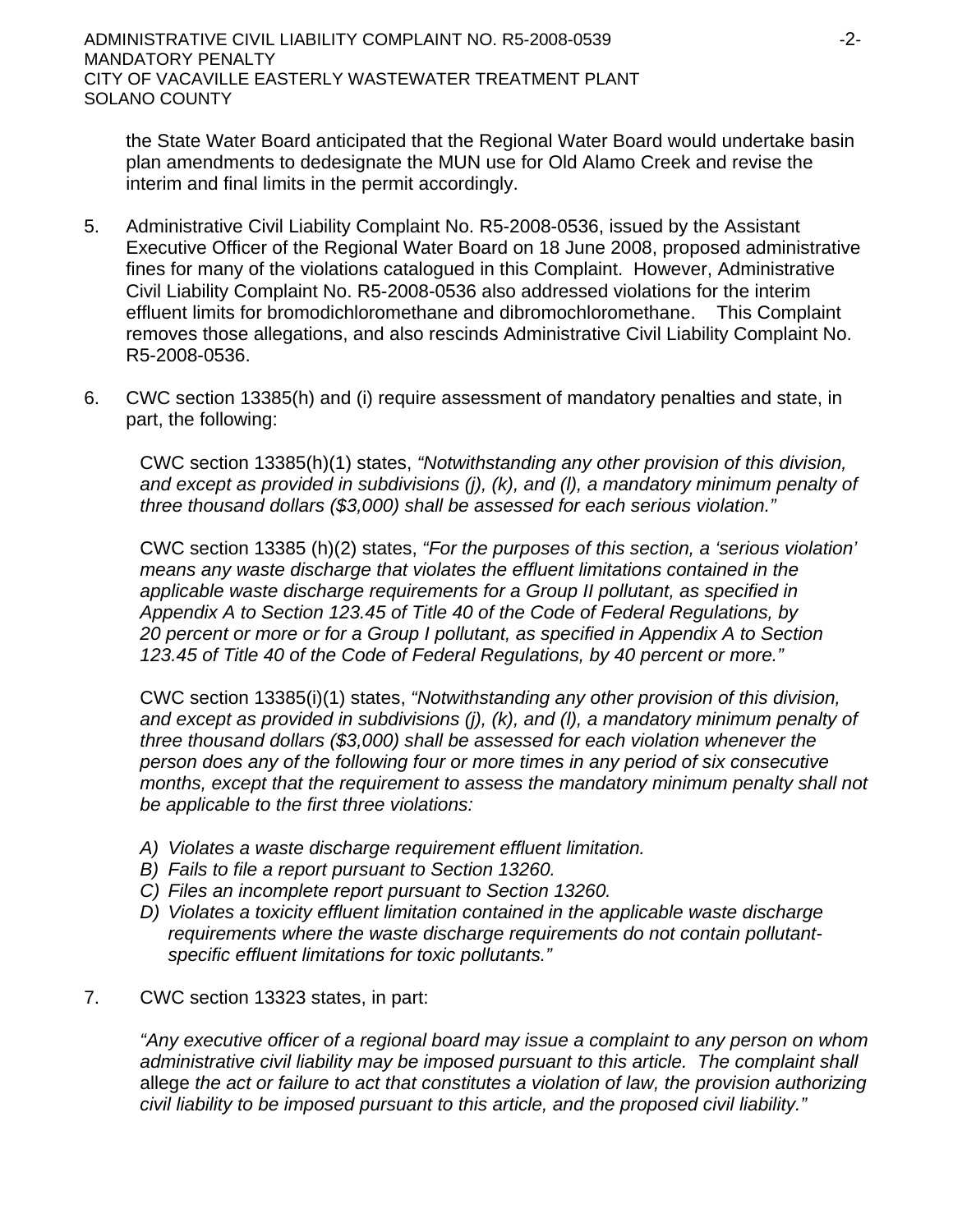the State Water Board anticipated that the Regional Water Board would undertake basin plan amendments to dedesignate the MUN use for Old Alamo Creek and revise the interim and final limits in the permit accordingly.

5. Administrative Civil Liability Complaint No. R5-2008-0536, issued by the Assistant Executive Officer of the Regional Water Board on 18 June 2008, proposed administrative fines for many of the violations catalogued in this Complaint. However, Administrative Civil Liability Complaint No. R5-2008-0536 also addressed violations for the interim effluent limits for bromodichloromethane and dibromochloromethane. This Complaint removes those allegations, and also rescinds Administrative Civil Liability Complaint No. R5-2008-0536.

6. CWC section 13385(h) and (i) require assessment of mandatory penalties and state, in part, the following:

   CWC section 13385(h)(1) states, *"Notwithstanding any other provision of this division, and except as provided in subdivisions (j), (k), and (l), a mandatory minimum penalty of three thousand dollars ($3,000) shall be assessed for each serious violation."*

   CWC section 13385 (h)(2) states, *"For the purposes of this section, a 'serious violation' means any waste discharge that violates the effluent limitations contained in the applicable waste discharge requirements for a Group II pollutant, as specified in Appendix A to Section 123.45 of Title 40 of the Code of Federal Regulations, by 20 percent or more or for a Group I pollutant, as specified in Appendix A to Section 123.45 of Title 40 of the Code of Federal Regulations, by 40 percent or more."*

   CWC section 13385(i)(1) states, *"Notwithstanding any other provision of this division, and except as provided in subdivisions (j), (k), and (l), a mandatory minimum penalty of three thousand dollars ($3,000) shall be assessed for each violation whenever the person does any of the following four or more times in any period of six consecutive months, except that the requirement to assess the mandatory minimum penalty shall not be applicable to the first three violations:*

   *A) Violates a waste discharge requirement effluent limitation.*
   *B) Fails to file a report pursuant to Section 13260.*
   *C) Files an incomplete report pursuant to Section 13260.*
   *D) Violates a toxicity effluent limitation contained in the applicable waste discharge requirements where the waste discharge requirements do not contain pollutant-specific effluent limitations for toxic pollutants."*

7. CWC section 13323 states, in part:

   *"Any executive officer of a regional board may issue a complaint to any person on whom administrative civil liability may be imposed pursuant to this article. The complaint shall* allege *the act or failure to act that constitutes a violation of law, the provision authorizing civil liability to be imposed pursuant to this article, and the proposed civil liability."*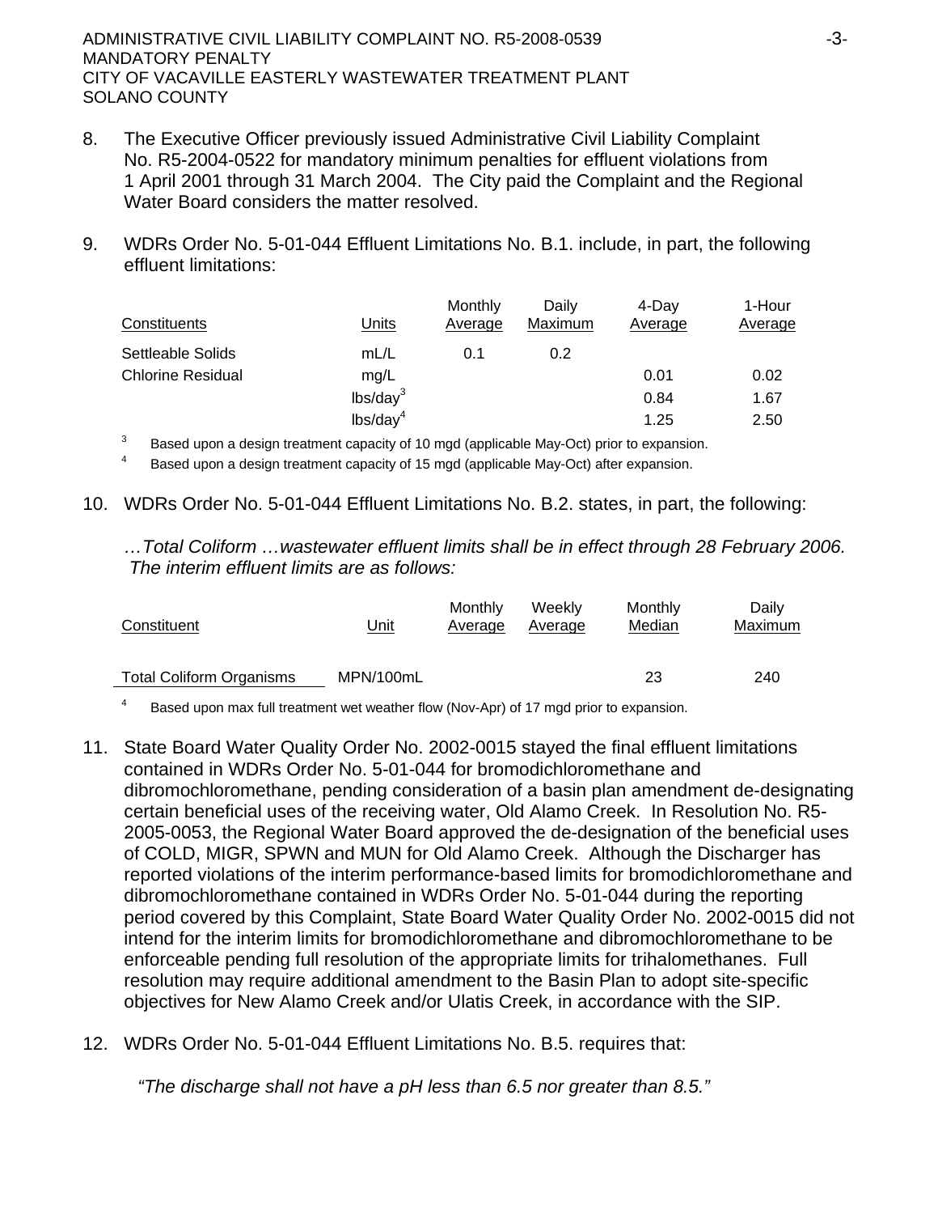8. The Executive Officer previously issued Administrative Civil Liability Complaint No. R5-2004-0522 for mandatory minimum penalties for effluent violations from 1 April 2001 through 31 March 2004. The City paid the Complaint and the Regional Water Board considers the matter resolved.

9. WDRs Order No. 5-01-044 Effluent Limitations No. B.1. include, in part, the following effluent limitations:

| Constituents | Units | Monthly Average | Daily Maximum | 4-Day Average | 1-Hour Average |
|---|---|---|---|---|---|
| Settleable Solids | mL/L | 0.1 | 0.2 | | |
| Chlorine Residual | mg/L | | | 0.01 | 0.02 |
| | lbs/day[3] | | | 0.84 | 1.67 |
| | lbs/day[4] | | | 1.25 | 2.50 |

[3] Based upon a design treatment capacity of 10 mgd (applicable May-Oct) prior to expansion.

[4] Based upon a design treatment capacity of 15 mgd (applicable May-Oct) after expansion.

10. WDRs Order No. 5-01-044 Effluent Limitations No. B.2. states, in part, the following:

*…Total Coliform …wastewater effluent limits shall be in effect through 28 February 2006. The interim effluent limits are as follows:*

| Constituent | Unit | Monthly Average | Weekly Average | Monthly Median | Daily Maximum |
|---|---|---|---|---|---|
| Total Coliform Organisms | MPN/100mL | | | 23 | 240 |

[4] Based upon max full treatment wet weather flow (Nov-Apr) of 17 mgd prior to expansion.

11. State Board Water Quality Order No. 2002-0015 stayed the final effluent limitations contained in WDRs Order No. 5-01-044 for bromodichloromethane and dibromochloromethane, pending consideration of a basin plan amendment de-designating certain beneficial uses of the receiving water, Old Alamo Creek. In Resolution No. R5-2005-0053, the Regional Water Board approved the de-designation of the beneficial uses of COLD, MIGR, SPWN and MUN for Old Alamo Creek. Although the Discharger has reported violations of the interim performance-based limits for bromodichloromethane and dibromochloromethane contained in WDRs Order No. 5-01-044 during the reporting period covered by this Complaint, State Board Water Quality Order No. 2002-0015 did not intend for the interim limits for bromodichloromethane and dibromochloromethane to be enforceable pending full resolution of the appropriate limits for trihalomethanes. Full resolution may require additional amendment to the Basin Plan to adopt site-specific objectives for New Alamo Creek and/or Ulatis Creek, in accordance with the SIP.

12. WDRs Order No. 5-01-044 Effluent Limitations No. B.5. requires that:

*"The discharge shall not have a pH less than 6.5 nor greater than 8.5."*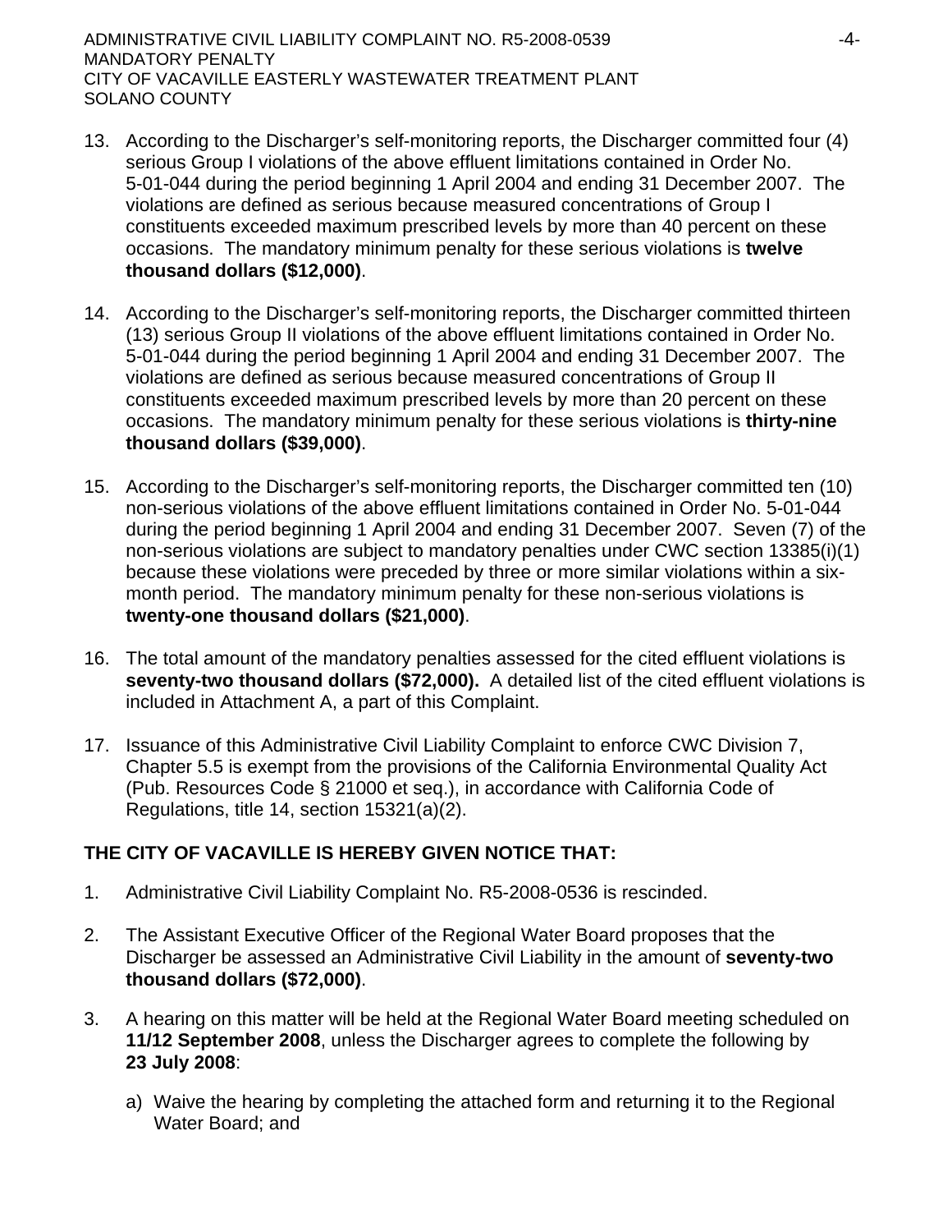13. According to the Discharger's self-monitoring reports, the Discharger committed four (4) serious Group I violations of the above effluent limitations contained in Order No. 5-01-044 during the period beginning 1 April 2004 and ending 31 December 2007. The violations are defined as serious because measured concentrations of Group I constituents exceeded maximum prescribed levels by more than 40 percent on these occasions. The mandatory minimum penalty for these serious violations is **twelve thousand dollars ($12,000)**.

14. According to the Discharger's self-monitoring reports, the Discharger committed thirteen (13) serious Group II violations of the above effluent limitations contained in Order No. 5-01-044 during the period beginning 1 April 2004 and ending 31 December 2007. The violations are defined as serious because measured concentrations of Group II constituents exceeded maximum prescribed levels by more than 20 percent on these occasions. The mandatory minimum penalty for these serious violations is **thirty-nine thousand dollars ($39,000)**.

15. According to the Discharger's self-monitoring reports, the Discharger committed ten (10) non-serious violations of the above effluent limitations contained in Order No. 5-01-044 during the period beginning 1 April 2004 and ending 31 December 2007. Seven (7) of the non-serious violations are subject to mandatory penalties under CWC section 13385(i)(1) because these violations were preceded by three or more similar violations within a six-month period. The mandatory minimum penalty for these non-serious violations is **twenty-one thousand dollars ($21,000)**.

16. The total amount of the mandatory penalties assessed for the cited effluent violations is **seventy-two thousand dollars ($72,000).** A detailed list of the cited effluent violations is included in Attachment A, a part of this Complaint.

17. Issuance of this Administrative Civil Liability Complaint to enforce CWC Division 7, Chapter 5.5 is exempt from the provisions of the California Environmental Quality Act (Pub. Resources Code § 21000 et seq.), in accordance with California Code of Regulations, title 14, section 15321(a)(2).

**THE CITY OF VACAVILLE IS HEREBY GIVEN NOTICE THAT:**

1. Administrative Civil Liability Complaint No. R5-2008-0536 is rescinded.

2. The Assistant Executive Officer of the Regional Water Board proposes that the Discharger be assessed an Administrative Civil Liability in the amount of **seventy-two thousand dollars ($72,000)**.

3. A hearing on this matter will be held at the Regional Water Board meeting scheduled on **11/12 September 2008**, unless the Discharger agrees to complete the following by **23 July 2008**:

   a) Waive the hearing by completing the attached form and returning it to the Regional Water Board; and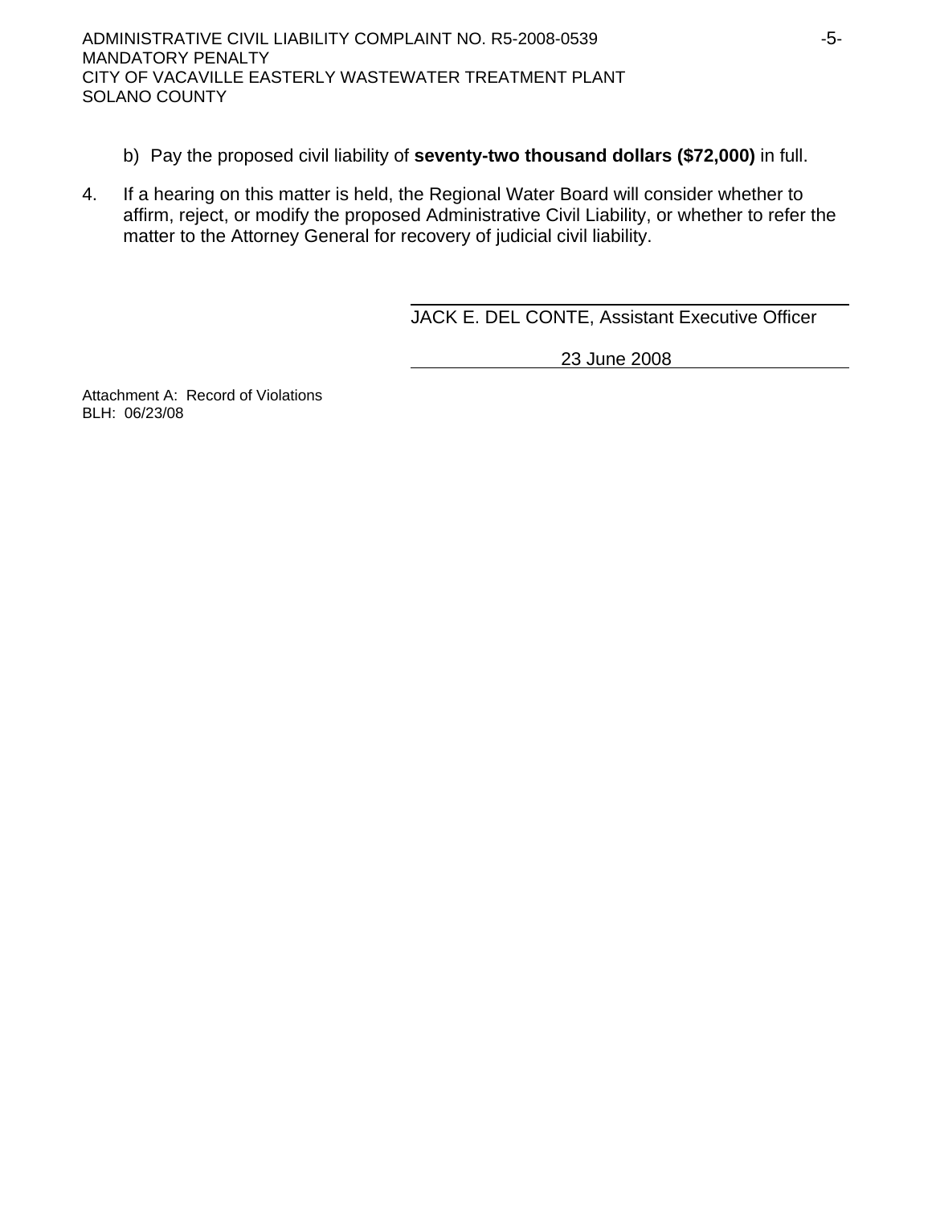b) Pay the proposed civil liability of **seventy-two thousand dollars ($72,000)** in full.

4. If a hearing on this matter is held, the Regional Water Board will consider whether to affirm, reject, or modify the proposed Administrative Civil Liability, or whether to refer the matter to the Attorney General for recovery of judicial civil liability.

JACK E. DEL CONTE, Assistant Executive Officer

23 June 2008

Attachment A: Record of Violations
BLH: 06/23/08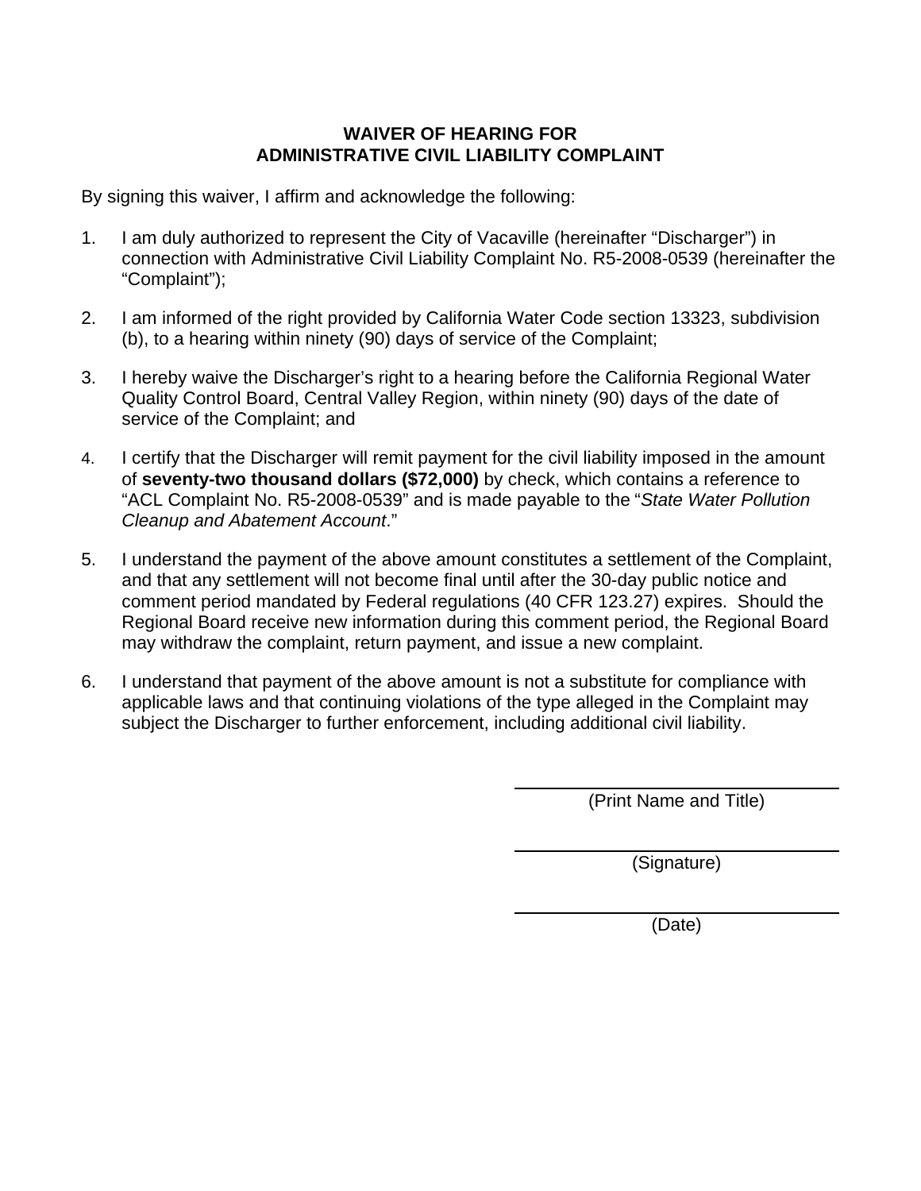# WAIVER OF HEARING FOR ADMINISTRATIVE CIVIL LIABILITY COMPLAINT

By signing this waiver, I affirm and acknowledge the following:

1. I am duly authorized to represent the City of Vacaville (hereinafter "Discharger") in connection with Administrative Civil Liability Complaint No. R5-2008-0539 (hereinafter the "Complaint");

2. I am informed of the right provided by California Water Code section 13323, subdivision (b), to a hearing within ninety (90) days of service of the Complaint;

3. I hereby waive the Discharger's right to a hearing before the California Regional Water Quality Control Board, Central Valley Region, within ninety (90) days of the date of service of the Complaint; and

4. I certify that the Discharger will remit payment for the civil liability imposed in the amount of **seventy-two thousand dollars ($72,000)** by check, which contains a reference to "ACL Complaint No. R5-2008-0539" and is made payable to the "*State Water Pollution Cleanup and Abatement Account*."

5. I understand the payment of the above amount constitutes a settlement of the Complaint, and that any settlement will not become final until after the 30-day public notice and comment period mandated by Federal regulations (40 CFR 123.27) expires. Should the Regional Board receive new information during this comment period, the Regional Board may withdraw the complaint, return payment, and issue a new complaint.

6. I understand that payment of the above amount is not a substitute for compliance with applicable laws and that continuing violations of the type alleged in the Complaint may subject the Discharger to further enforcement, including additional civil liability.

\_\_\_\_\_\_\_\_\_\_\_\_\_\_\_\_\_\_\_\_\_\_\_\_\_\_\_\_\_\_\_\_
(Print Name and Title)

\_\_\_\_\_\_\_\_\_\_\_\_\_\_\_\_\_\_\_\_\_\_\_\_\_\_\_\_\_\_\_\_
(Signature)

\_\_\_\_\_\_\_\_\_\_\_\_\_\_\_\_\_\_\_\_\_\_\_\_\_\_\_\_\_\_\_\_
(Date)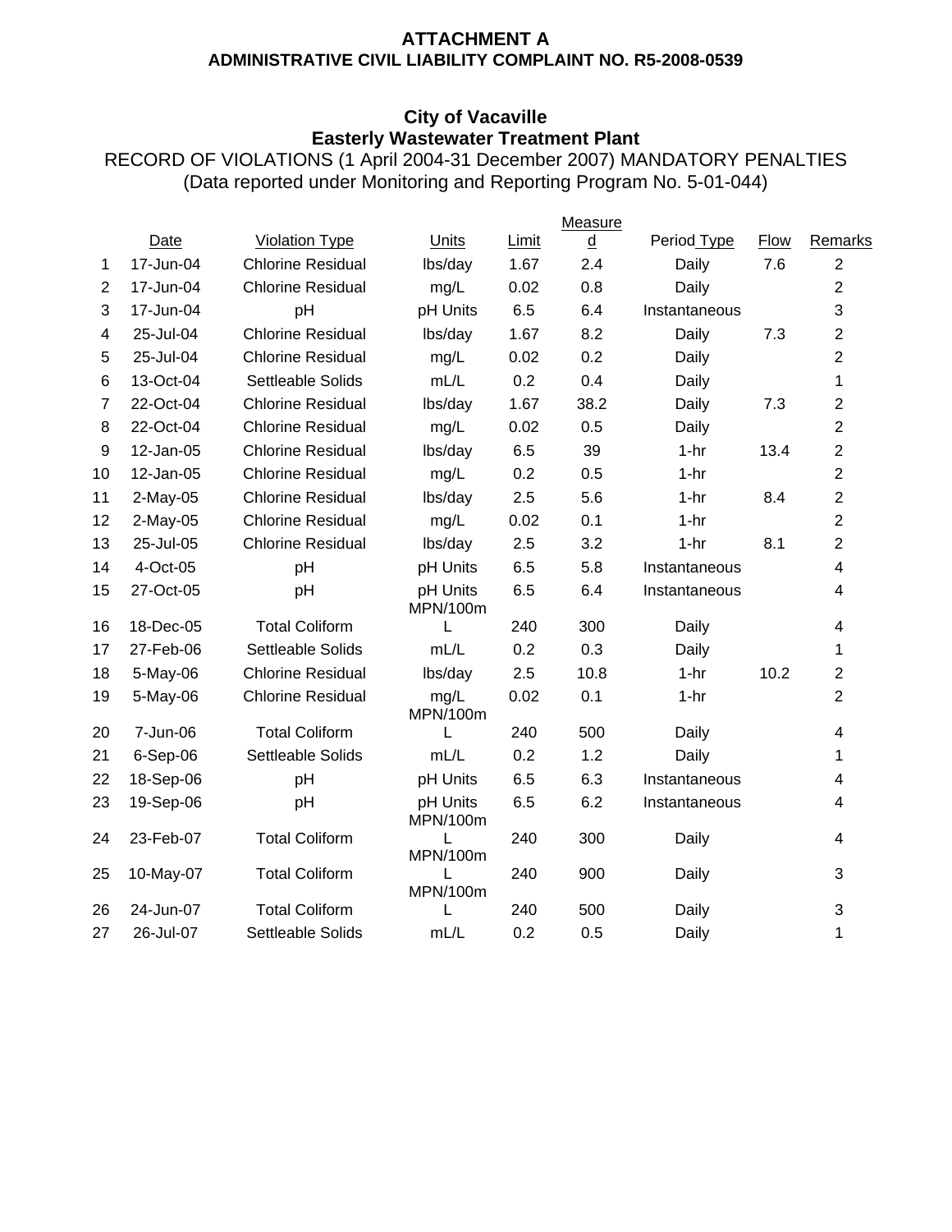**ATTACHMENT A**
**ADMINISTRATIVE CIVIL LIABILITY COMPLAINT NO. R5-2008-0539**

**City of Vacaville**
**Easterly Wastewater Treatment Plant**
RECORD OF VIOLATIONS (1 April 2004-31 December 2007) MANDATORY PENALTIES
(Data reported under Monitoring and Reporting Program No. 5-01-044)

| | Date | Violation Type | Units | Limit | Measured | Period Type | Flow | Remarks |
|---|---|---|---|---|---|---|---|---|
| 1 | 17-Jun-04 | Chlorine Residual | lbs/day | 1.67 | 2.4 | Daily | 7.6 | 2 |
| 2 | 17-Jun-04 | Chlorine Residual | mg/L | 0.02 | 0.8 | Daily | | 2 |
| 3 | 17-Jun-04 | pH | pH Units | 6.5 | 6.4 | Instantaneous | | 3 |
| 4 | 25-Jul-04 | Chlorine Residual | lbs/day | 1.67 | 8.2 | Daily | 7.3 | 2 |
| 5 | 25-Jul-04 | Chlorine Residual | mg/L | 0.02 | 0.2 | Daily | | 2 |
| 6 | 13-Oct-04 | Settleable Solids | mL/L | 0.2 | 0.4 | Daily | | 1 |
| 7 | 22-Oct-04 | Chlorine Residual | lbs/day | 1.67 | 38.2 | Daily | 7.3 | 2 |
| 8 | 22-Oct-04 | Chlorine Residual | mg/L | 0.02 | 0.5 | Daily | | 2 |
| 9 | 12-Jan-05 | Chlorine Residual | lbs/day | 6.5 | 39 | 1-hr | 13.4 | 2 |
| 10 | 12-Jan-05 | Chlorine Residual | mg/L | 0.2 | 0.5 | 1-hr | | 2 |
| 11 | 2-May-05 | Chlorine Residual | lbs/day | 2.5 | 5.6 | 1-hr | 8.4 | 2 |
| 12 | 2-May-05 | Chlorine Residual | mg/L | 0.02 | 0.1 | 1-hr | | 2 |
| 13 | 25-Jul-05 | Chlorine Residual | lbs/day | 2.5 | 3.2 | 1-hr | 8.1 | 2 |
| 14 | 4-Oct-05 | pH | pH Units | 6.5 | 5.8 | Instantaneous | | 4 |
| 15 | 27-Oct-05 | pH | pH Units | 6.5 | 6.4 | Instantaneous | | 4 |
| 16 | 18-Dec-05 | Total Coliform | MPN/100mL | 240 | 300 | Daily | | 4 |
| 17 | 27-Feb-06 | Settleable Solids | mL/L | 0.2 | 0.3 | Daily | | 1 |
| 18 | 5-May-06 | Chlorine Residual | lbs/day | 2.5 | 10.8 | 1-hr | 10.2 | 2 |
| 19 | 5-May-06 | Chlorine Residual | mg/L | 0.02 | 0.1 | 1-hr | | 2 |
| 20 | 7-Jun-06 | Total Coliform | MPN/100mL | 240 | 500 | Daily | | 4 |
| 21 | 6-Sep-06 | Settleable Solids | mL/L | 0.2 | 1.2 | Daily | | 1 |
| 22 | 18-Sep-06 | pH | pH Units | 6.5 | 6.3 | Instantaneous | | 4 |
| 23 | 19-Sep-06 | pH | pH Units | 6.5 | 6.2 | Instantaneous | | 4 |
| 24 | 23-Feb-07 | Total Coliform | MPN/100mL | 240 | 300 | Daily | | 4 |
| 25 | 10-May-07 | Total Coliform | MPN/100mL | 240 | 900 | Daily | | 3 |
| 26 | 24-Jun-07 | Total Coliform | MPN/100mL | 240 | 500 | Daily | | 3 |
| 27 | 26-Jul-07 | Settleable Solids | mL/L | 0.2 | 0.5 | Daily | | 1 |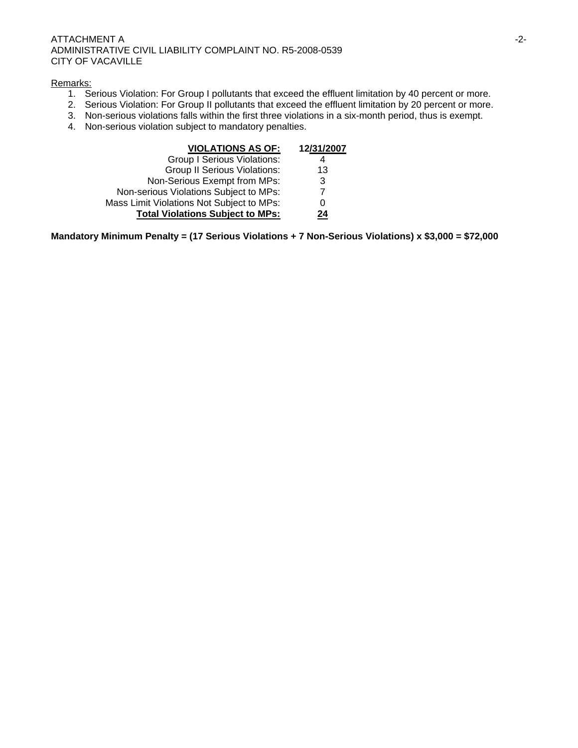Remarks:

1. Serious Violation: For Group I pollutants that exceed the effluent limitation by 40 percent or more.
2. Serious Violation: For Group II pollutants that exceed the effluent limitation by 20 percent or more.
3. Non-serious violations falls within the first three violations in a six-month period, thus is exempt.
4. Non-serious violation subject to mandatory penalties.

| **VIOLATIONS AS OF:** | **12/31/2007** |
| --- | --- |
| Group I Serious Violations: | 4 |
| Group II Serious Violations: | 13 |
| Non-Serious Exempt from MPs: | 3 |
| Non-serious Violations Subject to MPs: | 7 |
| Mass Limit Violations Not Subject to MPs: | 0 |
| **Total Violations Subject to MPs:** | **24** |

**Mandatory Minimum Penalty = (17 Serious Violations + 7 Non-Serious Violations) x $3,000 = $72,000**